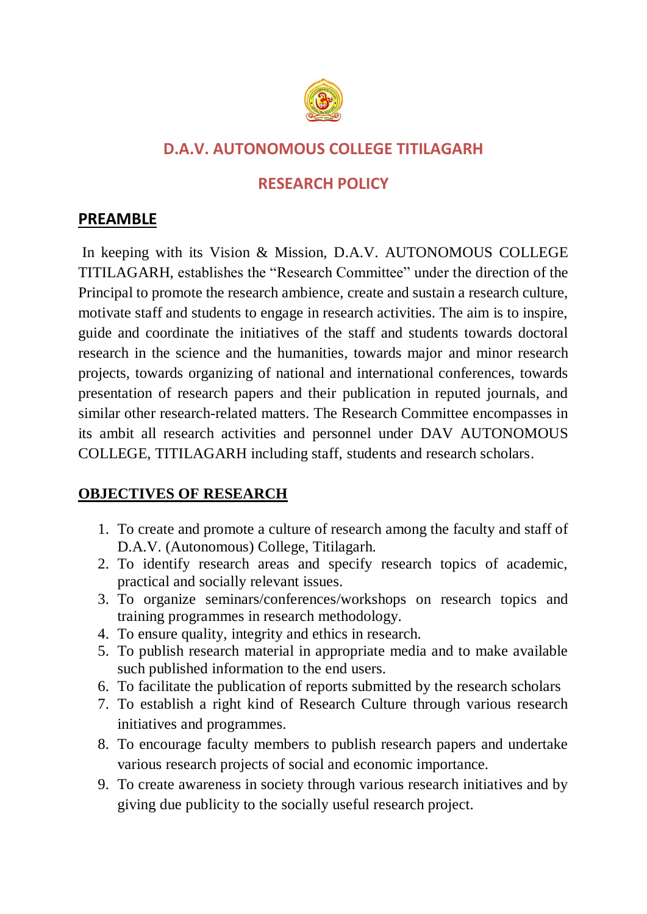# D.A.V. AUTONOMOUS COLLEGE TITILAGARH

## RESEARCH POLICY

## PREAMBLE

In keeping with its Vision & Mission, D.A.V. AUTONOMOUS COLLEGE TITILAGARH, establishes the "Research Committee" under the direction of the Principal to promote the research ambience, create and sustain a research culture, motivate staff and students to engage in research activities. The aim is to inspire, guide and coordinate the initiatives of the staff and students towards doctoral research in the science and the humanities, towards major and minor research projects, towards organizing of national and international conferences, towards presentation of research papers and their publication in reputed journals, and similar other research-related matters. The Research Committee encompasses in its ambit all research activities and personnel under DAV AUTONOMOUS COLLEGE, TITILAGARH including staff, students and research scholars.

## OBJECTIVES OF RESEARCH

1. To create and promote a culture of research among the faculty and staff of D.A.V. (Autonomous) College, Titilagarh.
2. To identify research areas and specify research topics of academic, practical and socially relevant issues.
3. To organize seminars/conferences/workshops on research topics and training programmes in research methodology.
4. To ensure quality, integrity and ethics in research.
5. To publish research material in appropriate media and to make available such published information to the end users.
6. To facilitate the publication of reports submitted by the research scholars
7. To establish a right kind of Research Culture through various research initiatives and programmes.
8. To encourage faculty members to publish research papers and undertake various research projects of social and economic importance.
9. To create awareness in society through various research initiatives and by giving due publicity to the socially useful research project.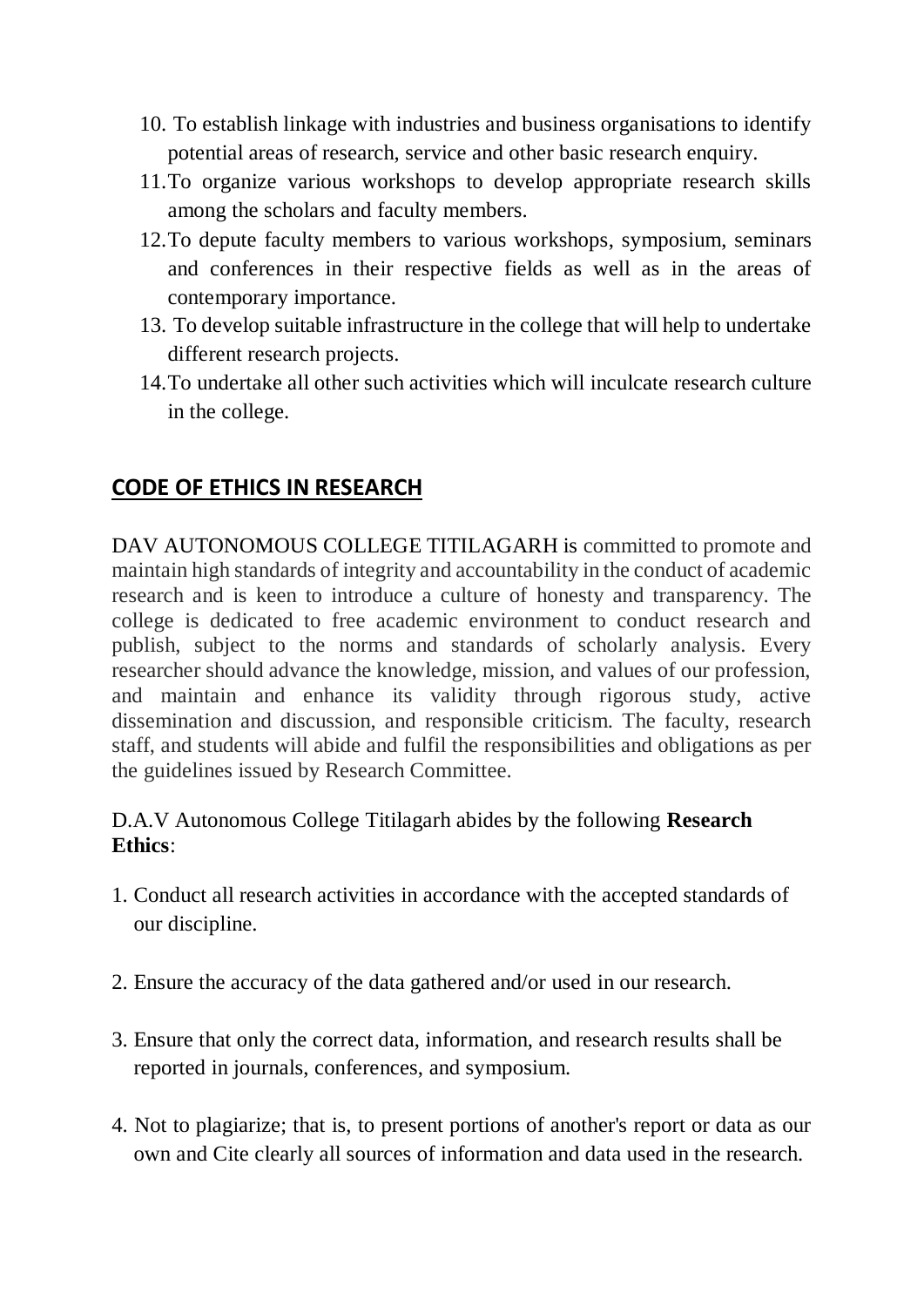10. To establish linkage with industries and business organisations to identify potential areas of research, service and other basic research enquiry.
11. To organize various workshops to develop appropriate research skills among the scholars and faculty members.
12. To depute faculty members to various workshops, symposium, seminars and conferences in their respective fields as well as in the areas of contemporary importance.
13. To develop suitable infrastructure in the college that will help to undertake different research projects.
14. To undertake all other such activities which will inculcate research culture in the college.

## CODE OF ETHICS IN RESEARCH

DAV AUTONOMOUS COLLEGE TITILAGARH is committed to promote and maintain high standards of integrity and accountability in the conduct of academic research and is keen to introduce a culture of honesty and transparency. The college is dedicated to free academic environment to conduct research and publish, subject to the norms and standards of scholarly analysis. Every researcher should advance the knowledge, mission, and values of our profession, and maintain and enhance its validity through rigorous study, active dissemination and discussion, and responsible criticism. The faculty, research staff, and students will abide and fulfil the responsibilities and obligations as per the guidelines issued by Research Committee.

D.A.V Autonomous College Titilagarh abides by the following **Research Ethics**:

1. Conduct all research activities in accordance with the accepted standards of our discipline.
2. Ensure the accuracy of the data gathered and/or used in our research.
3. Ensure that only the correct data, information, and research results shall be reported in journals, conferences, and symposium.
4. Not to plagiarize; that is, to present portions of another's report or data as our own and Cite clearly all sources of information and data used in the research.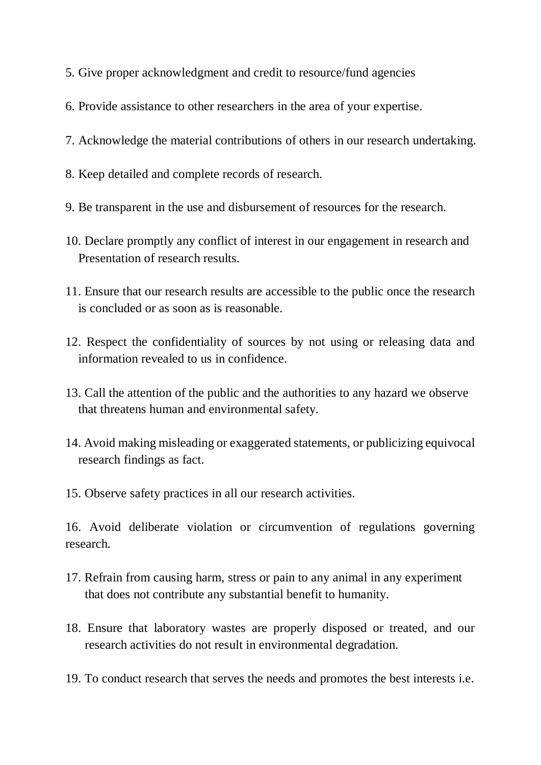5. Give proper acknowledgment and credit to resource/fund agencies

6. Provide assistance to other researchers in the area of your expertise.

7. Acknowledge the material contributions of others in our research undertaking.

8. Keep detailed and complete records of research.

9. Be transparent in the use and disbursement of resources for the research.

10. Declare promptly any conflict of interest in our engagement in research and Presentation of research results.

11. Ensure that our research results are accessible to the public once the research is concluded or as soon as is reasonable.

12. Respect the confidentiality of sources by not using or releasing data and information revealed to us in confidence.

13. Call the attention of the public and the authorities to any hazard we observe that threatens human and environmental safety.

14. Avoid making misleading or exaggerated statements, or publicizing equivocal research findings as fact.

15. Observe safety practices in all our research activities.

16. Avoid deliberate violation or circumvention of regulations governing research.

17. Refrain from causing harm, stress or pain to any animal in any experiment that does not contribute any substantial benefit to humanity.

18. Ensure that laboratory wastes are properly disposed or treated, and our research activities do not result in environmental degradation.

19. To conduct research that serves the needs and promotes the best interests i.e.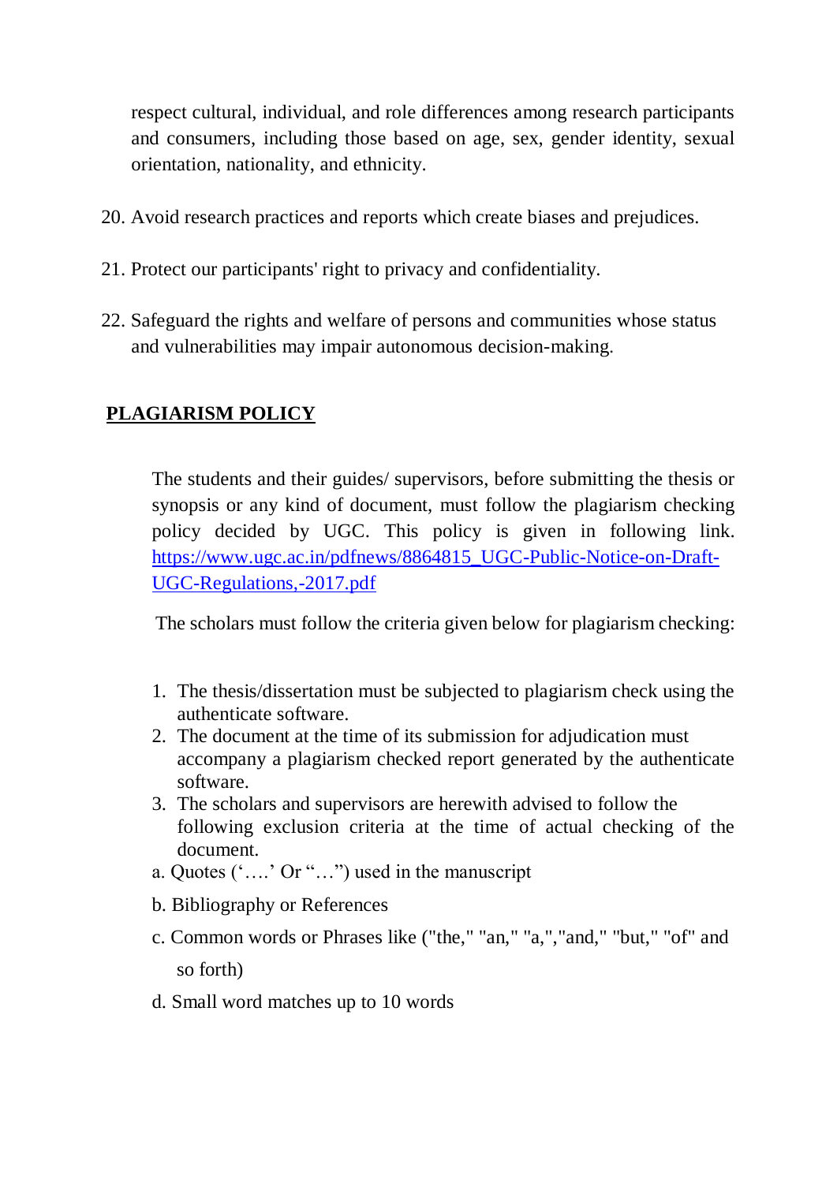respect cultural, individual, and role differences among research participants and consumers, including those based on age, sex, gender identity, sexual orientation, nationality, and ethnicity.

20. Avoid research practices and reports which create biases and prejudices.

21. Protect our participants' right to privacy and confidentiality.

22. Safeguard the rights and welfare of persons and communities whose status and vulnerabilities may impair autonomous decision-making.

## PLAGIARISM POLICY

The students and their guides/ supervisors, before submitting the thesis or synopsis or any kind of document, must follow the plagiarism checking policy decided by UGC. This policy is given in following link. [https://www.ugc.ac.in/pdfnews/8864815_UGC-Public-Notice-on-Draft-UGC-Regulations,-2017.pdf](https://www.ugc.ac.in/pdfnews/8864815_UGC-Public-Notice-on-Draft-UGC-Regulations,-2017.pdf)

The scholars must follow the criteria given below for plagiarism checking:

1. The thesis/dissertation must be subjected to plagiarism check using the authenticate software.
2. The document at the time of its submission for adjudication must accompany a plagiarism checked report generated by the authenticate software.
3. The scholars and supervisors are herewith advised to follow the following exclusion criteria at the time of actual checking of the document.

a. Quotes ('….' Or "…") used in the manuscript

b. Bibliography or References

c. Common words or Phrases like ("the," "an," "a,","and," "but," "of" and so forth)

d. Small word matches up to 10 words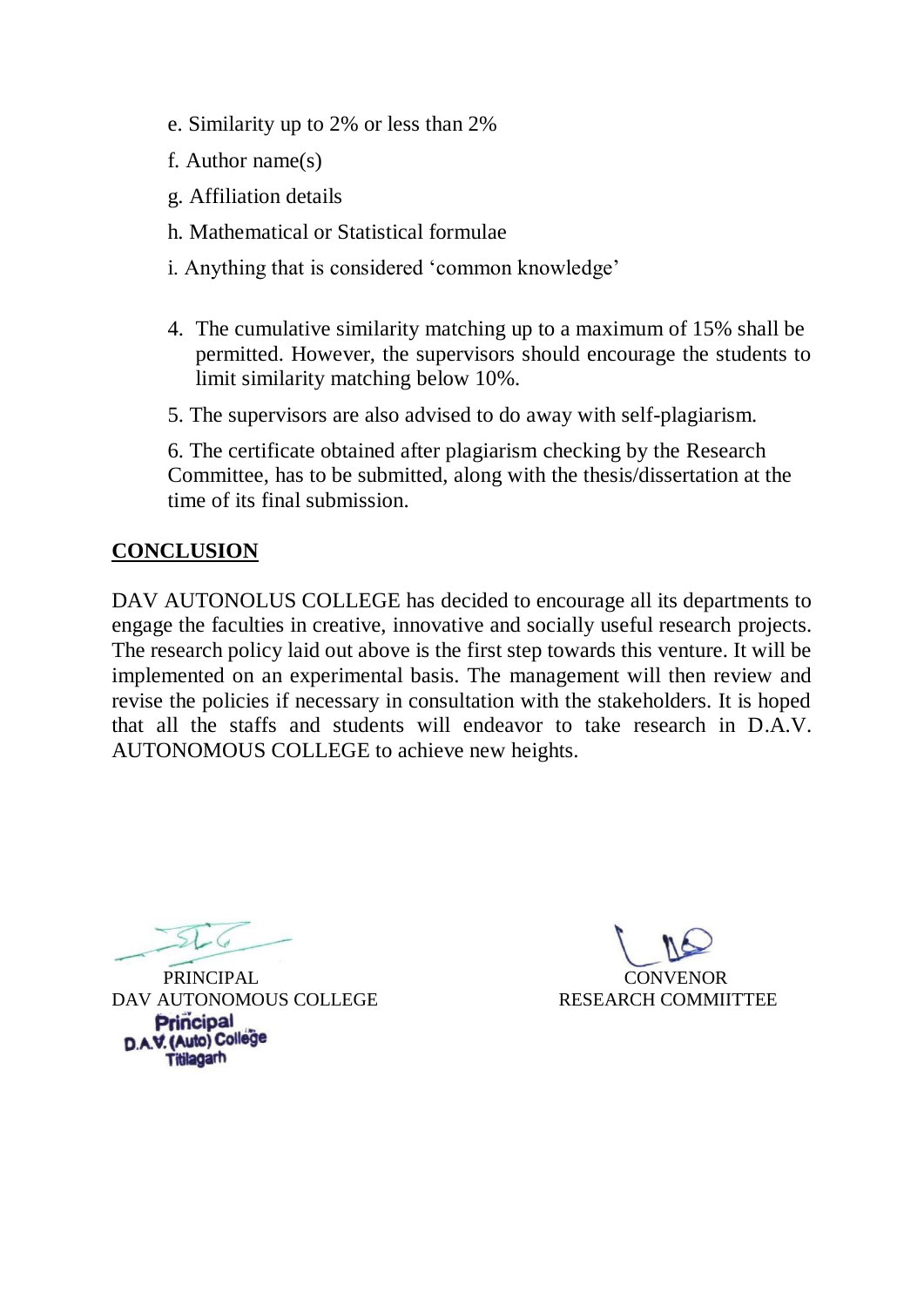e. Similarity up to 2% or less than 2%

f. Author name(s)

g. Affiliation details

h. Mathematical or Statistical formulae

i. Anything that is considered 'common knowledge'

4. The cumulative similarity matching up to a maximum of 15% shall be permitted. However, the supervisors should encourage the students to limit similarity matching below 10%.

5. The supervisors are also advised to do away with self-plagiarism.

6. The certificate obtained after plagiarism checking by the Research Committee, has to be submitted, along with the thesis/dissertation at the time of its final submission.

## CONCLUSION

DAV AUTONOLUS COLLEGE has decided to encourage all its departments to engage the faculties in creative, innovative and socially useful research projects. The research policy laid out above is the first step towards this venture. It will be implemented on an experimental basis. The management will then review and revise the policies if necessary in consultation with the stakeholders. It is hoped that all the staffs and students will endeavor to take research in D.A.V. AUTONOMOUS COLLEGE to achieve new heights.

PRINCIPAL
DAV AUTONOMOUS COLLEGE

Principal
D.A.V. (Auto) College
Titilagarh

CONVENOR
RESEARCH COMMIITTEE